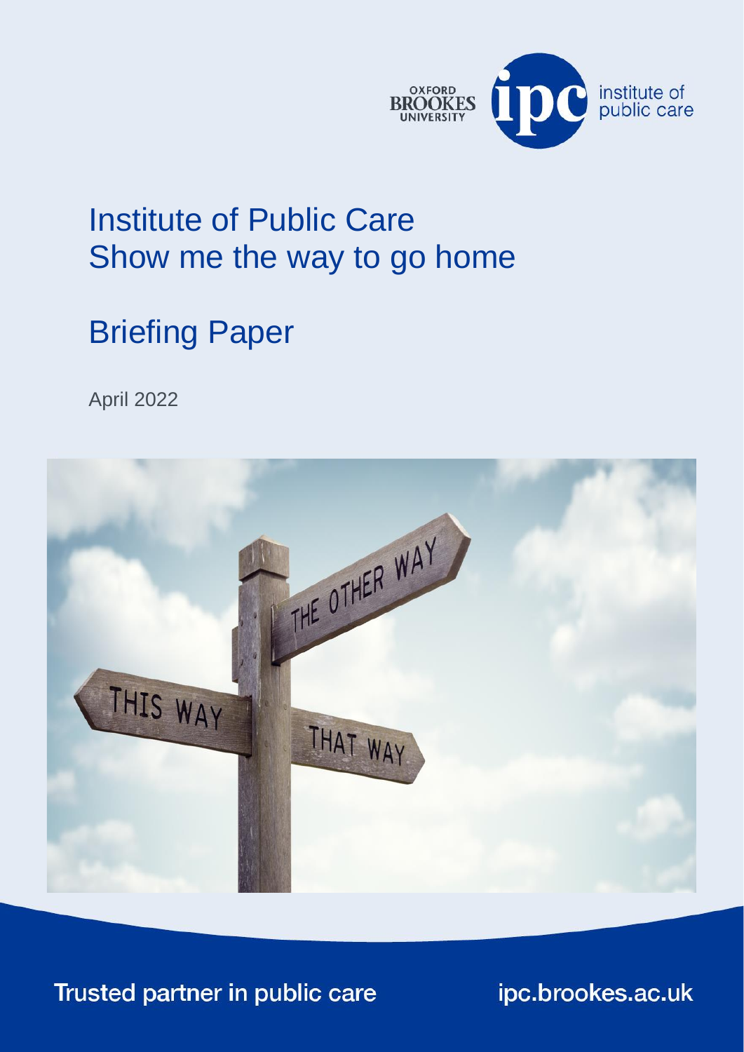# Institute of Public Care
# Show me the way to go home

## Briefing Paper

April 2022

Trusted partner in public care

ipc.brookes.ac.uk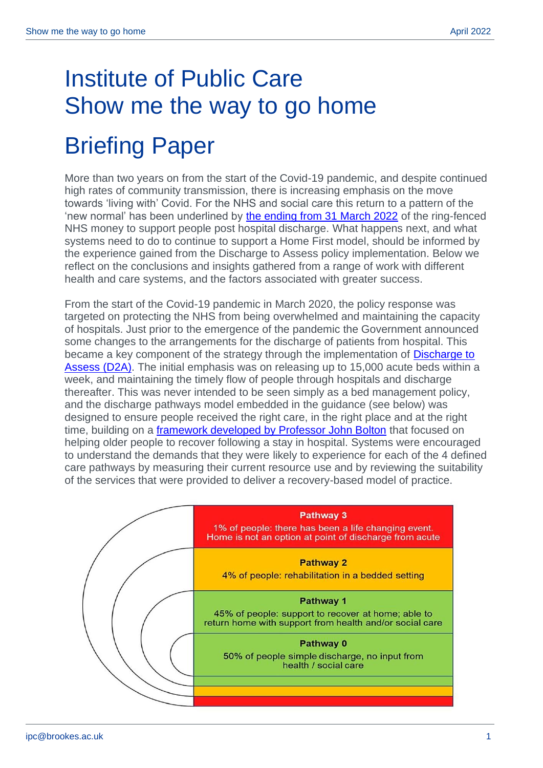# Institute of Public Care
# Show me the way to go home

# Briefing Paper

More than two years on from the start of the Covid-19 pandemic, and despite continued high rates of community transmission, there is increasing emphasis on the move towards 'living with' Covid. For the NHS and social care this return to a pattern of the 'new normal' has been underlined by [the ending from 31 March 2022](#) of the ring-fenced NHS money to support people post hospital discharge. What happens next, and what systems need to do to continue to support a Home First model, should be informed by the experience gained from the Discharge to Assess policy implementation. Below we reflect on the conclusions and insights gathered from a range of work with different health and care systems, and the factors associated with greater success.

From the start of the Covid-19 pandemic in March 2020, the policy response was targeted on protecting the NHS from being overwhelmed and maintaining the capacity of hospitals. Just prior to the emergence of the pandemic the Government announced some changes to the arrangements for the discharge of patients from hospital. This became a key component of the strategy through the implementation of [Discharge to Assess (D2A)](#). The initial emphasis was on releasing up to 15,000 acute beds within a week, and maintaining the timely flow of people through hospitals and discharge thereafter. This was never intended to be seen simply as a bed management policy, and the discharge pathways model embedded in the guidance (see below) was designed to ensure people received the right care, in the right place and at the right time, building on a [framework developed by Professor John Bolton](#) that focused on helping older people to recover following a stay in hospital. Systems were encouraged to understand the demands that they were likely to experience for each of the 4 defined care pathways by measuring their current resource use and by reviewing the suitability of the services that were provided to deliver a recovery-based model of practice.

**Pathway 3**
1% of people: there has been a life changing event. Home is not an option at point of discharge from acute

**Pathway 2**
4% of people: rehabilitation in a bedded setting

**Pathway 1**
45% of people: support to recover at home; able to return home with support from health and/or social care

**Pathway 0**
50% of people simple discharge, no input from health / social care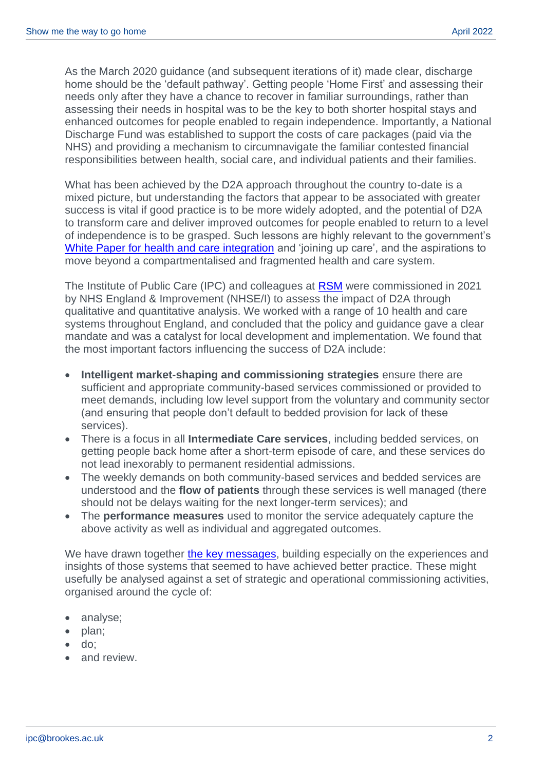As the March 2020 guidance (and subsequent iterations of it) made clear, discharge home should be the 'default pathway'. Getting people 'Home First' and assessing their needs only after they have a chance to recover in familiar surroundings, rather than assessing their needs in hospital was to be the key to both shorter hospital stays and enhanced outcomes for people enabled to regain independence. Importantly, a National Discharge Fund was established to support the costs of care packages (paid via the NHS) and providing a mechanism to circumnavigate the familiar contested financial responsibilities between health, social care, and individual patients and their families.

What has been achieved by the D2A approach throughout the country to-date is a mixed picture, but understanding the factors that appear to be associated with greater success is vital if good practice is to be more widely adopted, and the potential of D2A to transform care and deliver improved outcomes for people enabled to return to a level of independence is to be grasped. Such lessons are highly relevant to the government's White Paper for health and care integration and 'joining up care', and the aspirations to move beyond a compartmentalised and fragmented health and care system.

The Institute of Public Care (IPC) and colleagues at RSM were commissioned in 2021 by NHS England & Improvement (NHSE/I) to assess the impact of D2A through qualitative and quantitative analysis. We worked with a range of 10 health and care systems throughout England, and concluded that the policy and guidance gave a clear mandate and was a catalyst for local development and implementation. We found that the most important factors influencing the success of D2A include:

- **Intelligent market-shaping and commissioning strategies** ensure there are sufficient and appropriate community-based services commissioned or provided to meet demands, including low level support from the voluntary and community sector (and ensuring that people don't default to bedded provision for lack of these services).
- There is a focus in all **Intermediate Care services**, including bedded services, on getting people back home after a short-term episode of care, and these services do not lead inexorably to permanent residential admissions.
- The weekly demands on both community-based services and bedded services are understood and the **flow of patients** through these services is well managed (there should not be delays waiting for the next longer-term services); and
- The **performance measures** used to monitor the service adequately capture the above activity as well as individual and aggregated outcomes.

We have drawn together the key messages, building especially on the experiences and insights of those systems that seemed to have achieved better practice. These might usefully be analysed against a set of strategic and operational commissioning activities, organised around the cycle of:

- analyse;
- plan;
- do;
- and review.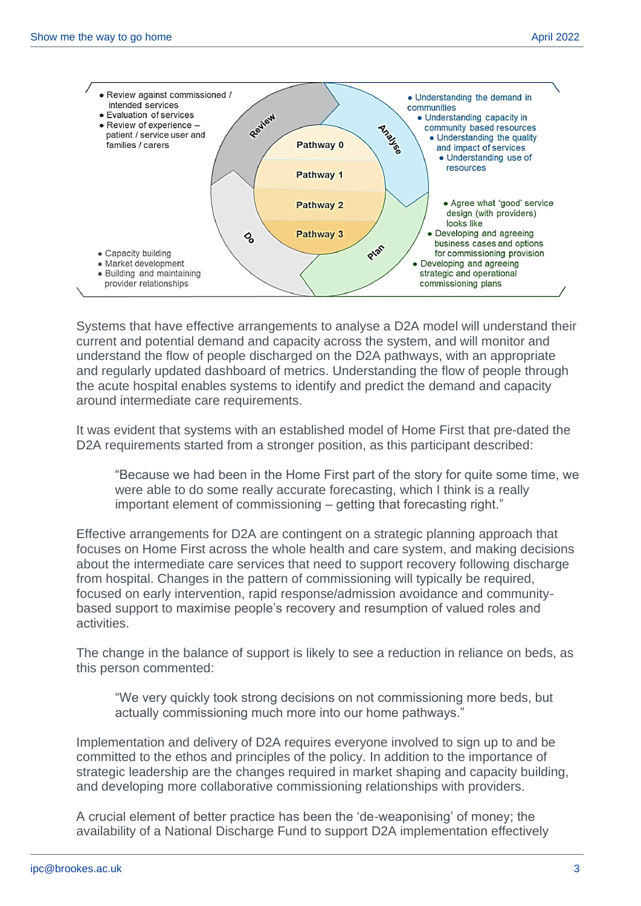- Review against commissioned / intended services
- Evaluation of services
- Review of experience – patient / service user and families / carers

- Understanding the demand in communities
- Understanding capacity in community based resources
- Understanding the quality and impact of services
- Understanding use of resources

Review — Analyse — Plan — Do

Pathway 0
Pathway 1
Pathway 2
Pathway 3

- Agree what 'good' service design (with providers) looks like
- Developing and agreeing business cases and options for commissioning provision
- Developing and agreeing strategic and operational commissioning plans

- Capacity building
- Market development
- Building and maintaining provider relationships

Systems that have effective arrangements to analyse a D2A model will understand their current and potential demand and capacity across the system, and will monitor and understand the flow of people discharged on the D2A pathways, with an appropriate and regularly updated dashboard of metrics. Understanding the flow of people through the acute hospital enables systems to identify and predict the demand and capacity around intermediate care requirements.

It was evident that systems with an established model of Home First that pre-dated the D2A requirements started from a stronger position, as this participant described:

> "Because we had been in the Home First part of the story for quite some time, we were able to do some really accurate forecasting, which I think is a really important element of commissioning – getting that forecasting right."

Effective arrangements for D2A are contingent on a strategic planning approach that focuses on Home First across the whole health and care system, and making decisions about the intermediate care services that need to support recovery following discharge from hospital. Changes in the pattern of commissioning will typically be required, focused on early intervention, rapid response/admission avoidance and community-based support to maximise people's recovery and resumption of valued roles and activities.

The change in the balance of support is likely to see a reduction in reliance on beds, as this person commented:

> "We very quickly took strong decisions on not commissioning more beds, but actually commissioning much more into our home pathways."

Implementation and delivery of D2A requires everyone involved to sign up to and be committed to the ethos and principles of the policy. In addition to the importance of strategic leadership are the changes required in market shaping and capacity building, and developing more collaborative commissioning relationships with providers.

A crucial element of better practice has been the 'de-weaponising' of money; the availability of a National Discharge Fund to support D2A implementation effectively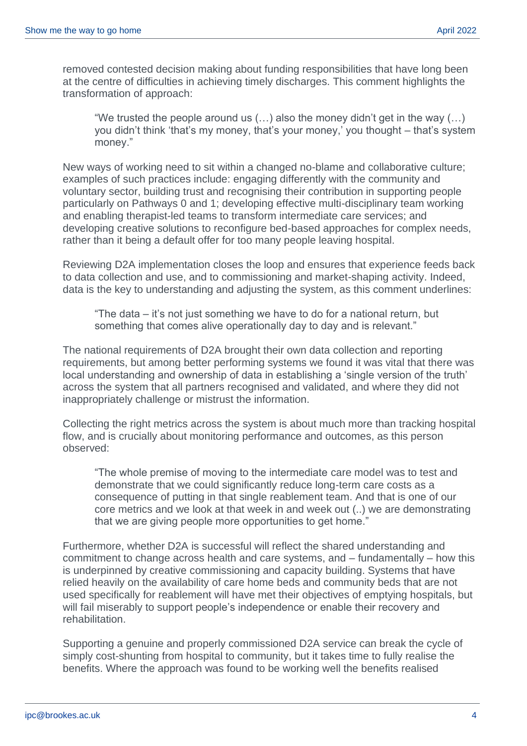removed contested decision making about funding responsibilities that have long been at the centre of difficulties in achieving timely discharges. This comment highlights the transformation of approach:

> "We trusted the people around us (…) also the money didn't get in the way (…) you didn't think 'that's my money, that's your money,' you thought – that's system money."

New ways of working need to sit within a changed no-blame and collaborative culture; examples of such practices include: engaging differently with the community and voluntary sector, building trust and recognising their contribution in supporting people particularly on Pathways 0 and 1; developing effective multi-disciplinary team working and enabling therapist-led teams to transform intermediate care services; and developing creative solutions to reconfigure bed-based approaches for complex needs, rather than it being a default offer for too many people leaving hospital.

Reviewing D2A implementation closes the loop and ensures that experience feeds back to data collection and use, and to commissioning and market-shaping activity. Indeed, data is the key to understanding and adjusting the system, as this comment underlines:

> "The data – it's not just something we have to do for a national return, but something that comes alive operationally day to day and is relevant."

The national requirements of D2A brought their own data collection and reporting requirements, but among better performing systems we found it was vital that there was local understanding and ownership of data in establishing a 'single version of the truth' across the system that all partners recognised and validated, and where they did not inappropriately challenge or mistrust the information.

Collecting the right metrics across the system is about much more than tracking hospital flow, and is crucially about monitoring performance and outcomes, as this person observed:

> "The whole premise of moving to the intermediate care model was to test and demonstrate that we could significantly reduce long-term care costs as a consequence of putting in that single reablement team. And that is one of our core metrics and we look at that week in and week out (..) we are demonstrating that we are giving people more opportunities to get home."

Furthermore, whether D2A is successful will reflect the shared understanding and commitment to change across health and care systems, and – fundamentally – how this is underpinned by creative commissioning and capacity building. Systems that have relied heavily on the availability of care home beds and community beds that are not used specifically for reablement will have met their objectives of emptying hospitals, but will fail miserably to support people's independence or enable their recovery and rehabilitation.

Supporting a genuine and properly commissioned D2A service can break the cycle of simply cost-shunting from hospital to community, but it takes time to fully realise the benefits. Where the approach was found to be working well the benefits realised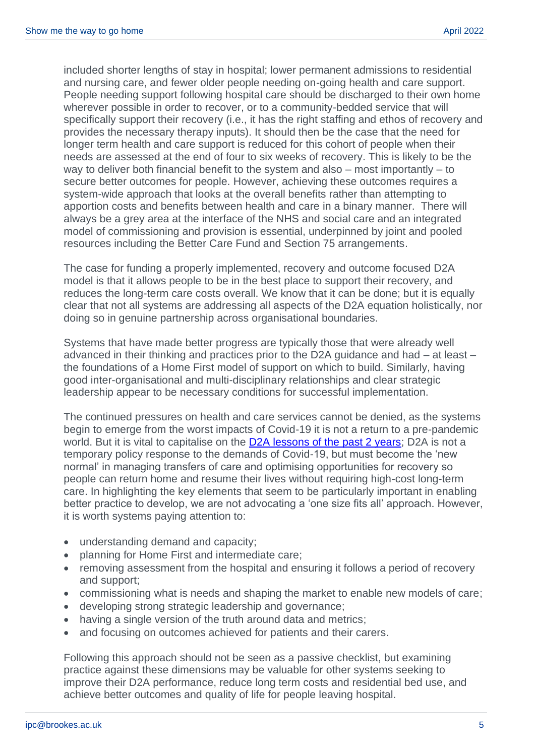included shorter lengths of stay in hospital; lower permanent admissions to residential and nursing care, and fewer older people needing on-going health and care support. People needing support following hospital care should be discharged to their own home wherever possible in order to recover, or to a community-bedded service that will specifically support their recovery (i.e., it has the right staffing and ethos of recovery and provides the necessary therapy inputs). It should then be the case that the need for longer term health and care support is reduced for this cohort of people when their needs are assessed at the end of four to six weeks of recovery. This is likely to be the way to deliver both financial benefit to the system and also – most importantly – to secure better outcomes for people. However, achieving these outcomes requires a system-wide approach that looks at the overall benefits rather than attempting to apportion costs and benefits between health and care in a binary manner. There will always be a grey area at the interface of the NHS and social care and an integrated model of commissioning and provision is essential, underpinned by joint and pooled resources including the Better Care Fund and Section 75 arrangements.

The case for funding a properly implemented, recovery and outcome focused D2A model is that it allows people to be in the best place to support their recovery, and reduces the long-term care costs overall. We know that it can be done; but it is equally clear that not all systems are addressing all aspects of the D2A equation holistically, nor doing so in genuine partnership across organisational boundaries.

Systems that have made better progress are typically those that were already well advanced in their thinking and practices prior to the D2A guidance and had – at least – the foundations of a Home First model of support on which to build. Similarly, having good inter-organisational and multi-disciplinary relationships and clear strategic leadership appear to be necessary conditions for successful implementation.

The continued pressures on health and care services cannot be denied, as the systems begin to emerge from the worst impacts of Covid-19 it is not a return to a pre-pandemic world. But it is vital to capitalise on the [D2A lessons of the past 2 years](); D2A is not a temporary policy response to the demands of Covid-19, but must become the 'new normal' in managing transfers of care and optimising opportunities for recovery so people can return home and resume their lives without requiring high-cost long-term care. In highlighting the key elements that seem to be particularly important in enabling better practice to develop, we are not advocating a 'one size fits all' approach. However, it is worth systems paying attention to:

- understanding demand and capacity;
- planning for Home First and intermediate care;
- removing assessment from the hospital and ensuring it follows a period of recovery and support;
- commissioning what is needs and shaping the market to enable new models of care;
- developing strong strategic leadership and governance;
- having a single version of the truth around data and metrics;
- and focusing on outcomes achieved for patients and their carers.

Following this approach should not be seen as a passive checklist, but examining practice against these dimensions may be valuable for other systems seeking to improve their D2A performance, reduce long term costs and residential bed use, and achieve better outcomes and quality of life for people leaving hospital.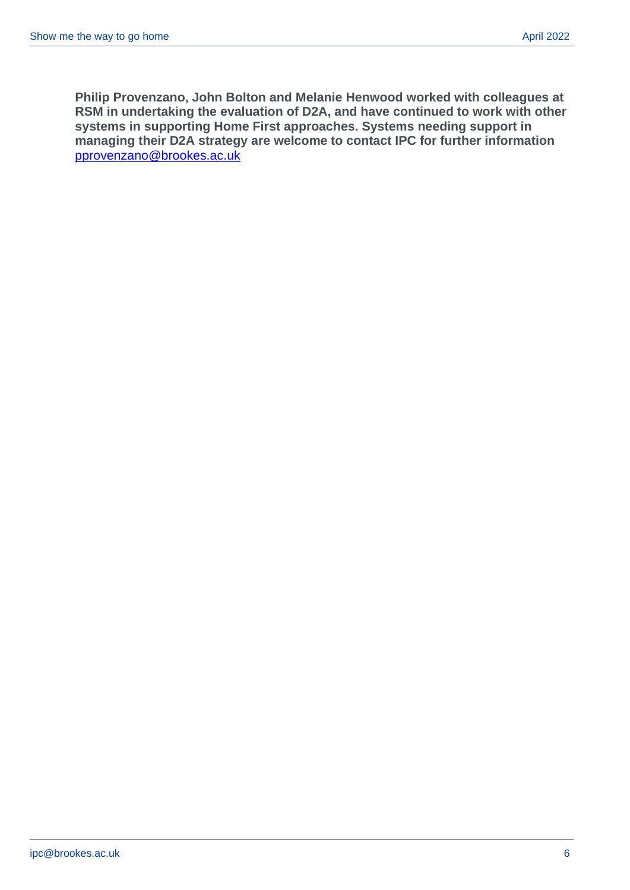**Philip Provenzano, John Bolton and Melanie Henwood worked with colleagues at RSM in undertaking the evaluation of D2A, and have continued to work with other systems in supporting Home First approaches. Systems needing support in managing their D2A strategy are welcome to contact IPC for further information** [pprovenzano@brookes.ac.uk](mailto:pprovenzano@brookes.ac.uk)